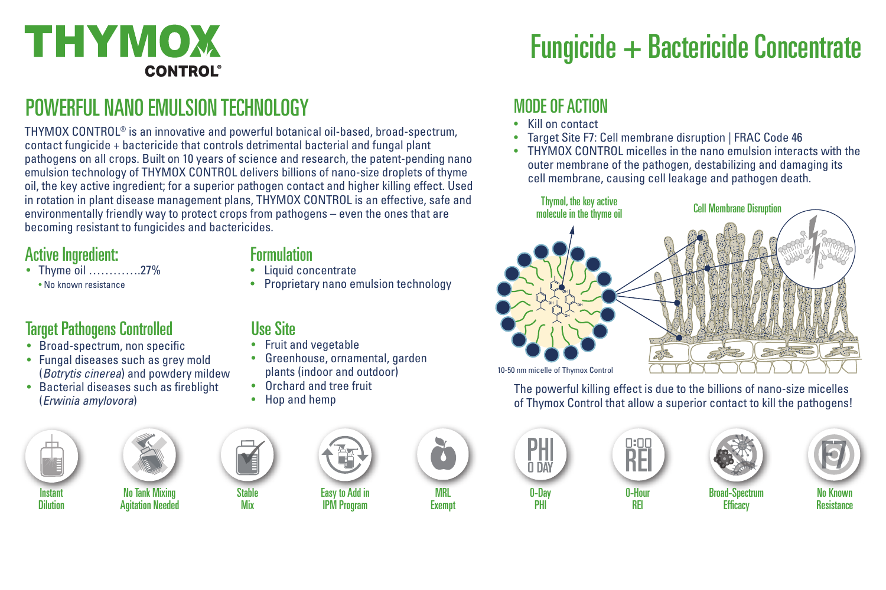# THYMOX CONTROL®

# Fungicide + Bactericide Concentrate

## POWERFUL NANO EMULSION TECHNOLOGY

THYMOX CONTROL® is an innovative and powerful botanical oil-based, broad-spectrum, contact fungicide + bactericide that controls detrimental bacterial and fungal plant pathogens on all crops. Built on 10 years of science and research, the patent-pending nano emulsion technology of THYMOX CONTROL delivers billions of nano-size droplets of thyme oil, the key active ingredient; for a superior pathogen contact and higher killing effect. Used in rotation in plant disease management plans, THYMOX CONTROL is an effective, safe and environmentally friendly way to protect crops from pathogens – even the ones that are becoming resistant to fungicides and bactericides.

### Active Ingredient:

- Thyme oil ………….27%
  - No known resistance

### Formulation

- Liquid concentrate
- Proprietary nano emulsion technology

### Target Pathogens Controlled

- Broad-spectrum, non specific
- Fungal diseases such as grey mold (*Botrytis cinerea*) and powdery mildew
- Bacterial diseases such as fireblight (*Erwinia amylovora*)

### Use Site

- Fruit and vegetable
- Greenhouse, ornamental, garden plants (indoor and outdoor)
- Orchard and tree fruit
- Hop and hemp

## MODE OF ACTION

- Kill on contact
- Target Site F7: Cell membrane disruption | FRAC Code 46
- THYMOX CONTROL micelles in the nano emulsion interacts with the outer membrane of the pathogen, destabilizing and damaging its cell membrane, causing cell leakage and pathogen death.

Thymol, the key active molecule in the thyme oil

Cell Membrane Disruption

10-50 nm micelle of Thymox Control

The powerful killing effect is due to the billions of nano-size micelles of Thymox Control that allow a superior contact to kill the pathogens!

Instant Dilution | No Tank Mixing Agitation Needed | Stable Mix | Easy to Add in IPM Program | MRL Exempt | 0-Day PHI | 0-Hour REI | Broad-Spectrum Efficacy | No Known Resistance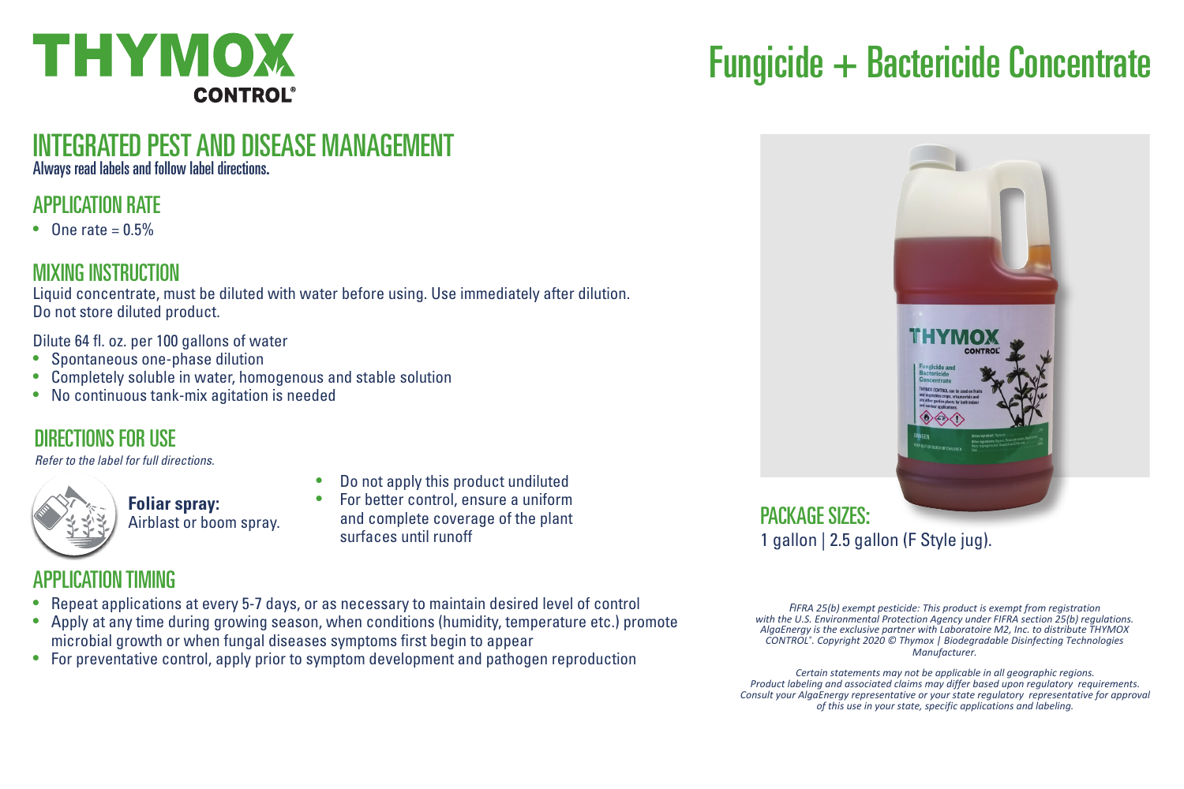# THYMOX CONTROL®

# Fungicide + Bactericide Concentrate

## INTEGRATED PEST AND DISEASE MANAGEMENT

Always read labels and follow label directions.

### APPLICATION RATE

- One rate = 0.5%

### MIXING INSTRUCTION

Liquid concentrate, must be diluted with water before using. Use immediately after dilution. Do not store diluted product.

Dilute 64 fl. oz. per 100 gallons of water

- Spontaneous one-phase dilution
- Completely soluble in water, homogenous and stable solution
- No continuous tank-mix agitation is needed

### DIRECTIONS FOR USE

*Refer to the label for full directions.*

**Foliar spray:**
Airblast or boom spray.

- Do not apply this product undiluted
- For better control, ensure a uniform and complete coverage of the plant surfaces until runoff

### APPLICATION TIMING

- Repeat applications at every 5-7 days, or as necessary to maintain desired level of control
- Apply at any time during growing season, when conditions (humidity, temperature etc.) promote microbial growth or when fungal diseases symptoms first begin to appear
- For preventative control, apply prior to symptom development and pathogen reproduction

### PACKAGE SIZES:

1 gallon | 2.5 gallon (F Style jug).

*FIFRA 25(b) exempt pesticide: This product is exempt from registration with the U.S. Environmental Protection Agency under FIFRA section 25(b) regulations. AlgaEnergy is the exclusive partner with Laboratoire M2, Inc. to distribute THYMOX CONTROL®. Copyright 2020 © Thymox | Biodegradable Disinfecting Technologies Manufacturer.*

*Certain statements may not be applicable in all geographic regions. Product labeling and associated claims may differ based upon regulatory requirements. Consult your AlgaEnergy representative or your state regulatory representative for approval of this use in your state, specific applications and labeling.*